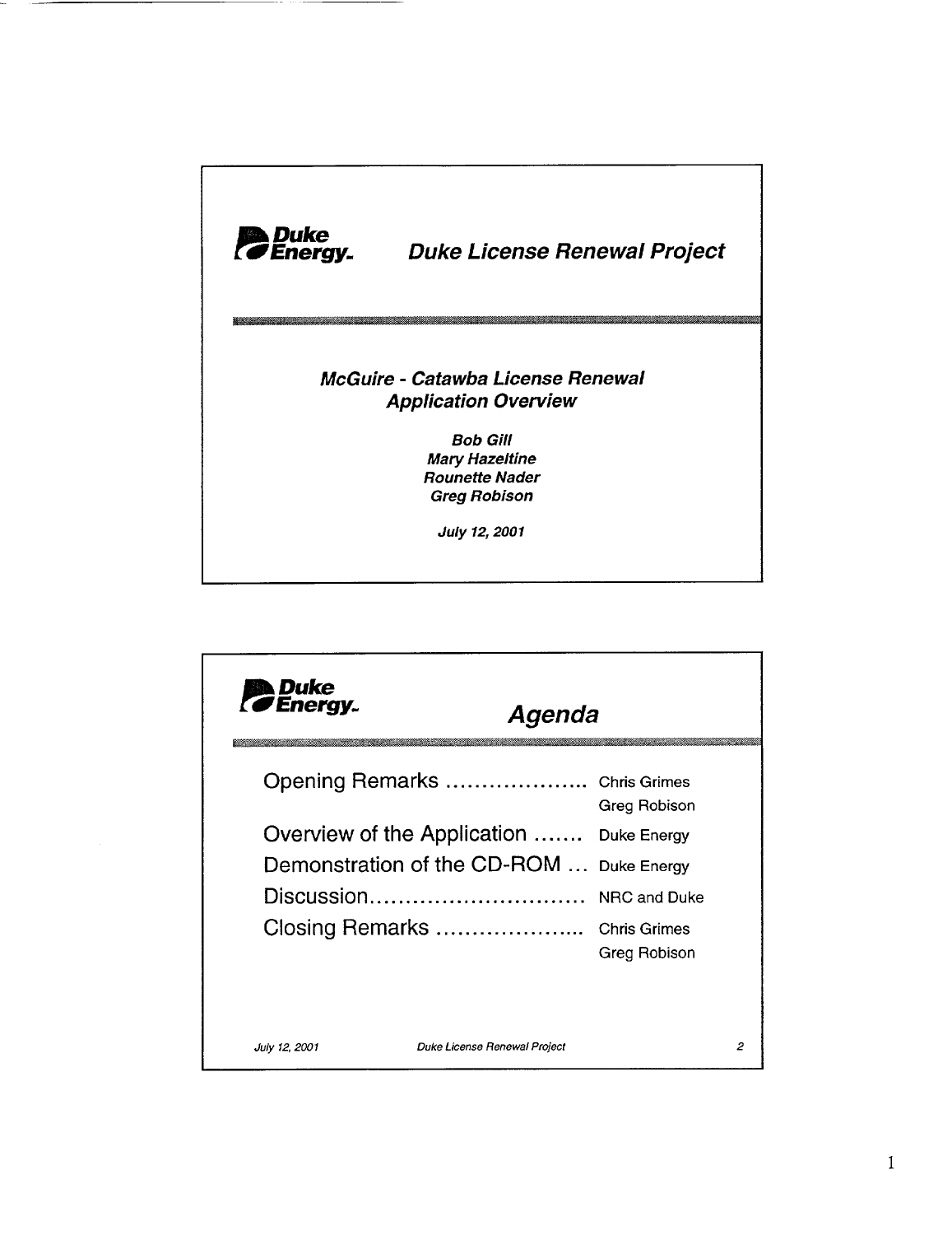# Duke Energy — Duke License Renewal Project

## McGuire - Catawba License Renewal Application Overview

**Bob Gill**
**Mary Hazeltine**
**Rounette Nader**
**Greg Robison**

*July 12, 2001*

---

# Duke Energy — Agenda

| | |
|---|---|
| Opening Remarks .................... | Chris Grimes, Greg Robison |
| Overview of the Application ....... | Duke Energy |
| Demonstration of the CD-ROM ... | Duke Energy |
| Discussion.............................. | NRC and Duke |
| Closing Remarks ..................... | Chris Grimes, Greg Robison |

*July 12, 2001* — *Duke License Renewal Project* — 2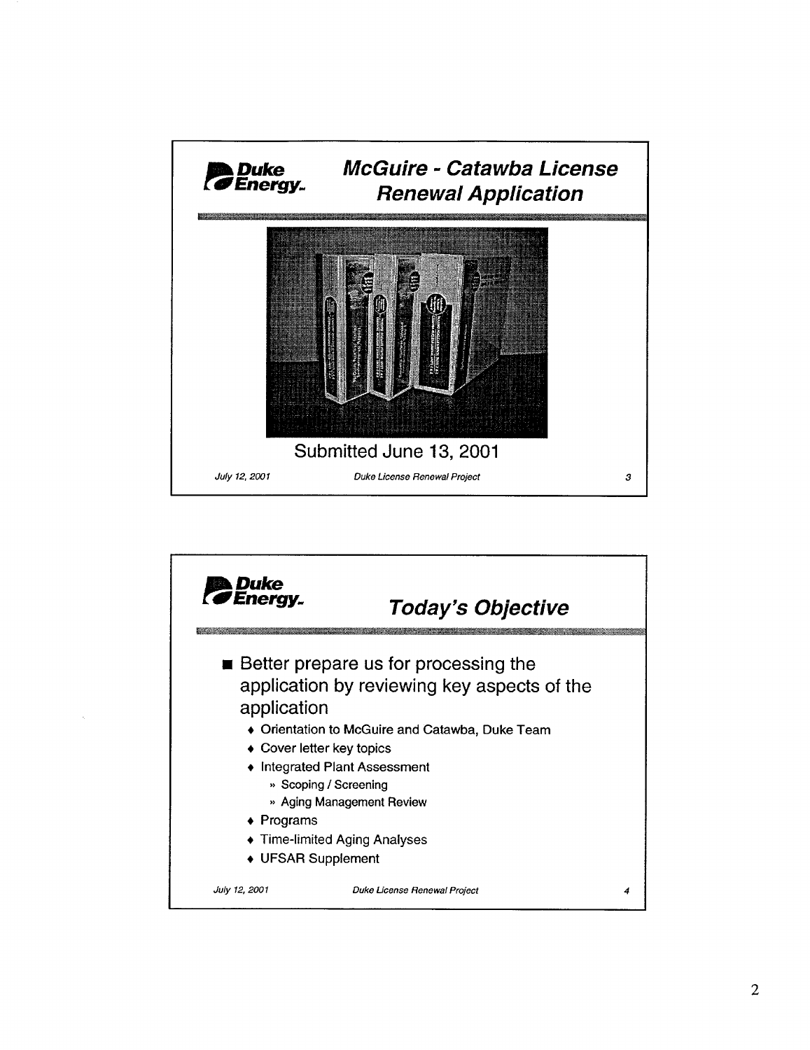## McGuire - Catawba License Renewal Application

Submitted June 13, 2001

## Today's Objective

- Better prepare us for processing the application by reviewing key aspects of the application
  - Orientation to McGuire and Catawba, Duke Team
  - Cover letter key topics
  - Integrated Plant Assessment
    - Scoping / Screening
    - Aging Management Review
  - Programs
  - Time-limited Aging Analyses
  - UFSAR Supplement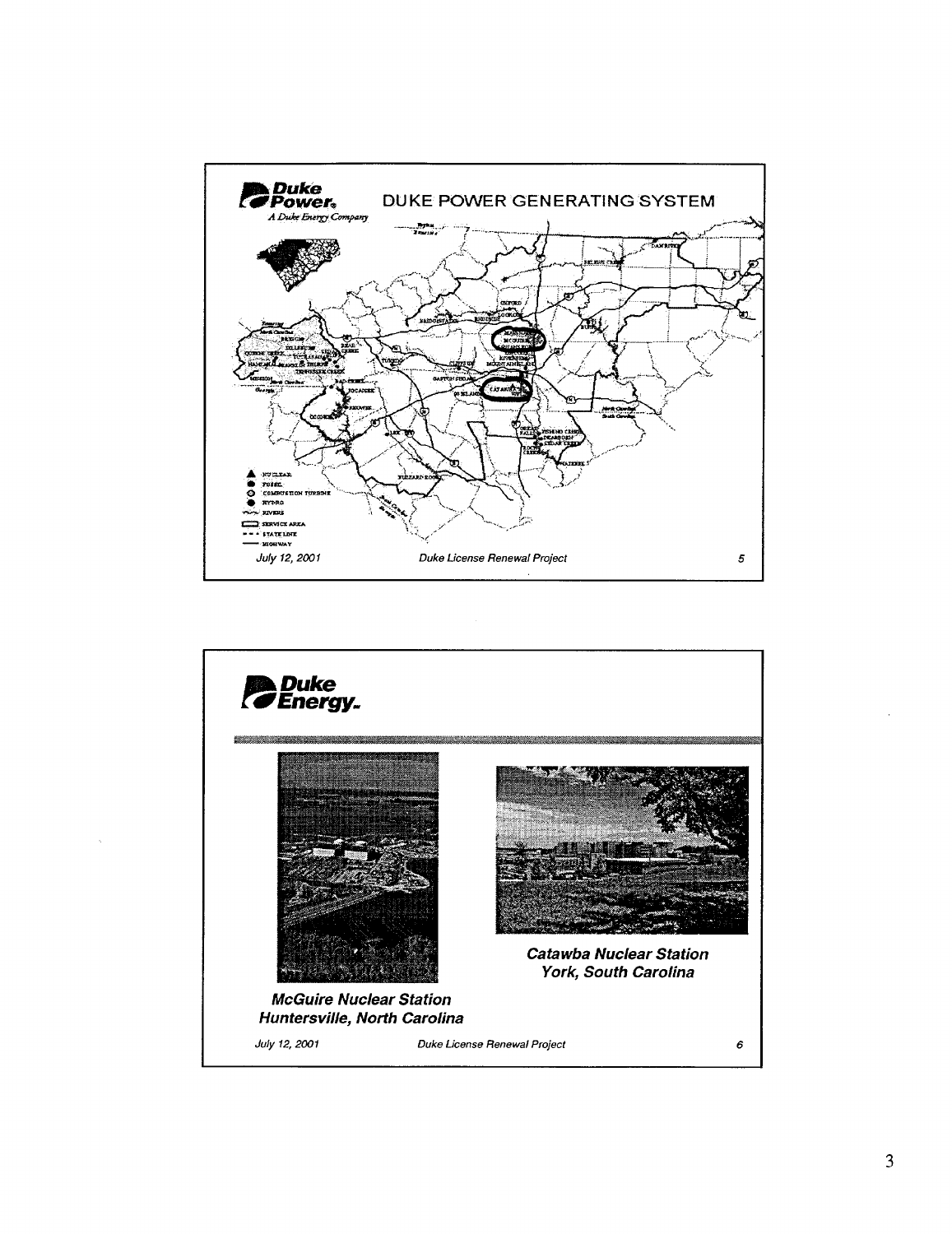## DUKE POWER GENERATING SYSTEM

Duke Power, A Duke Energy Company

- NUCLEAR
- FOSSIL
- COMBUSTION TURBINE
- HYDRO
- RIVERS
- SERVICE AREA
- STATE LINE
- HIGHWAY

July 12, 2001 — Duke License Renewal Project — 5

---

Duke Energy

***McGuire Nuclear Station***
***Huntersville, North Carolina***

***Catawba Nuclear Station***
***York, South Carolina***

July 12, 2001 — Duke License Renewal Project — 6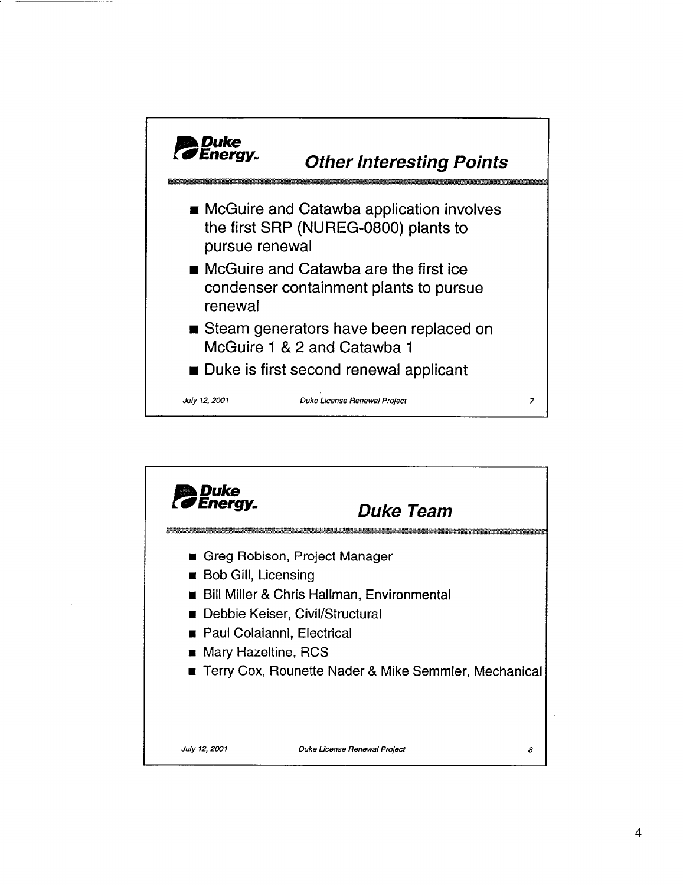## Other Interesting Points

- McGuire and Catawba application involves the first SRP (NUREG-0800) plants to pursue renewal
- McGuire and Catawba are the first ice condenser containment plants to pursue renewal
- Steam generators have been replaced on McGuire 1 & 2 and Catawba 1
- Duke is first second renewal applicant

July 12, 2001 — Duke License Renewal Project — 7

## Duke Team

- Greg Robison, Project Manager
- Bob Gill, Licensing
- Bill Miller & Chris Hallman, Environmental
- Debbie Keiser, Civil/Structural
- Paul Colaianni, Electrical
- Mary Hazeltine, RCS
- Terry Cox, Rounette Nader & Mike Semmler, Mechanical

July 12, 2001 — Duke License Renewal Project — 8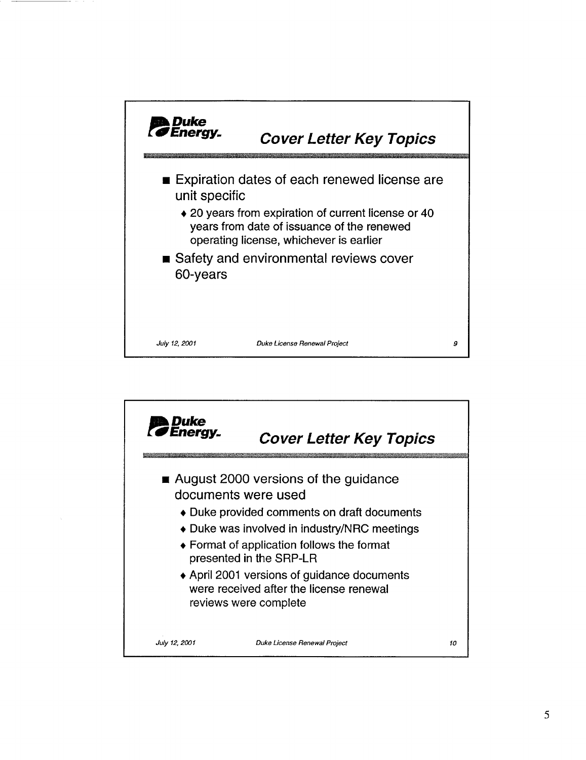## Cover Letter Key Topics

- Expiration dates of each renewed license are unit specific
  - 20 years from expiration of current license or 40 years from date of issuance of the renewed operating license, whichever is earlier
- Safety and environmental reviews cover 60-years

July 12, 2001 Duke License Renewal Project 9

## Cover Letter Key Topics

- August 2000 versions of the guidance documents were used
  - Duke provided comments on draft documents
  - Duke was involved in industry/NRC meetings
  - Format of application follows the format presented in the SRP-LR
  - April 2001 versions of guidance documents were received after the license renewal reviews were complete

July 12, 2001 Duke License Renewal Project 10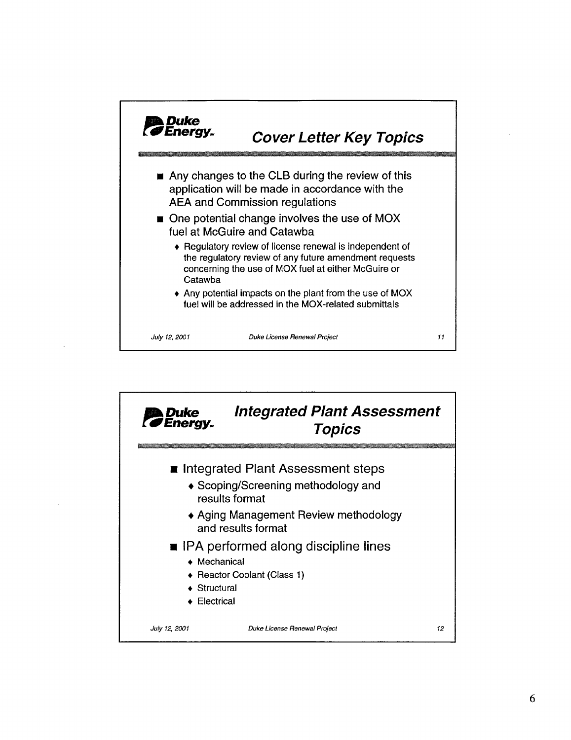## Cover Letter Key Topics

- Any changes to the CLB during the review of this application will be made in accordance with the AEA and Commission regulations
- One potential change involves the use of MOX fuel at McGuire and Catawba
  - Regulatory review of license renewal is independent of the regulatory review of any future amendment requests concerning the use of MOX fuel at either McGuire or Catawba
  - Any potential impacts on the plant from the use of MOX fuel will be addressed in the MOX-related submittals

*July 12, 2001* *Duke License Renewal Project* 11

## Integrated Plant Assessment Topics

- Integrated Plant Assessment steps
  - Scoping/Screening methodology and results format
  - Aging Management Review methodology and results format
- IPA performed along discipline lines
  - Mechanical
  - Reactor Coolant (Class 1)
  - Structural
  - Electrical

*July 12, 2001* *Duke License Renewal Project* 12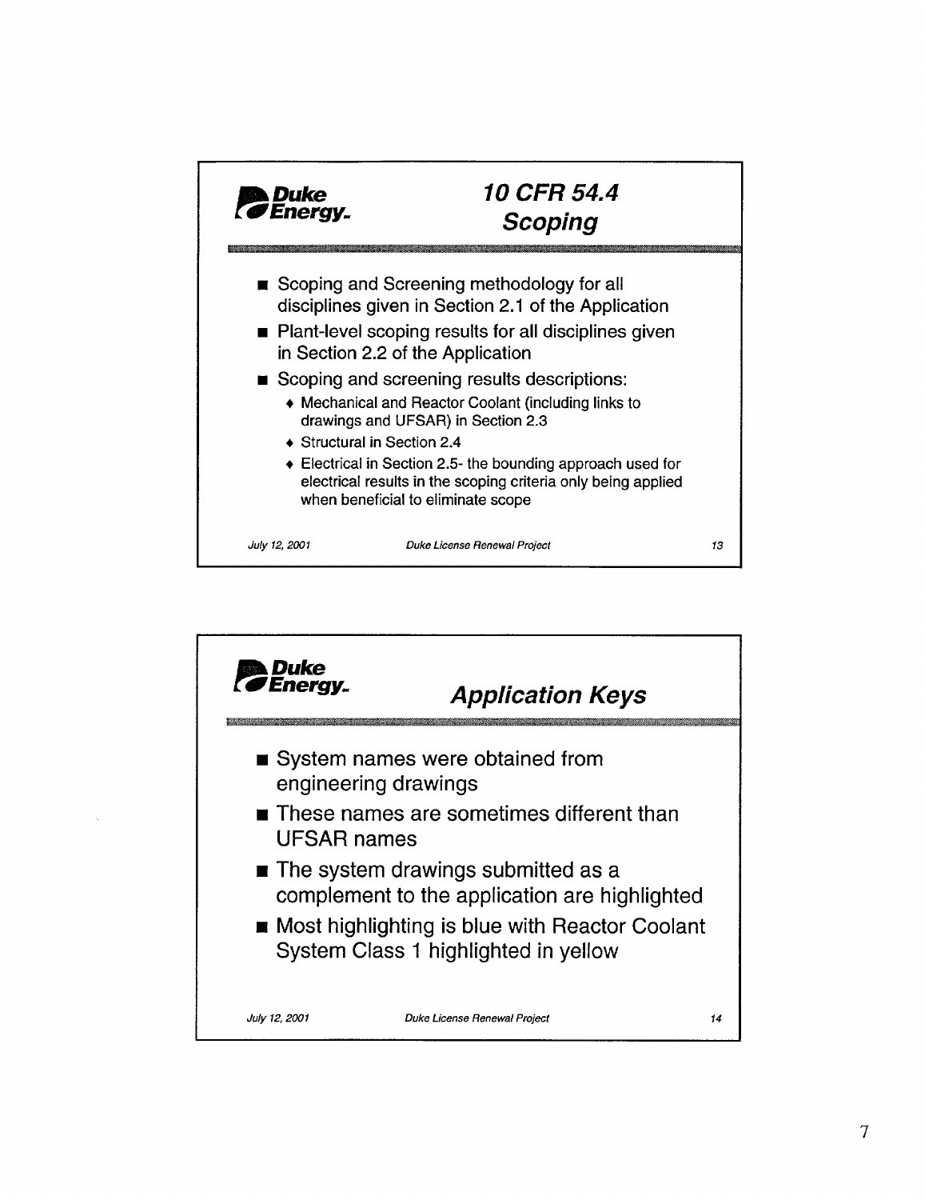## 10 CFR 54.4 Scoping

- Scoping and Screening methodology for all disciplines given in Section 2.1 of the Application
- Plant-level scoping results for all disciplines given in Section 2.2 of the Application
- Scoping and screening results descriptions:
  - Mechanical and Reactor Coolant (including links to drawings and UFSAR) in Section 2.3
  - Structural in Section 2.4
  - Electrical in Section 2.5- the bounding approach used for electrical results in the scoping criteria only being applied when beneficial to eliminate scope

## Application Keys

- System names were obtained from engineering drawings
- These names are sometimes different than UFSAR names
- The system drawings submitted as a complement to the application are highlighted
- Most highlighting is blue with Reactor Coolant System Class 1 highlighted in yellow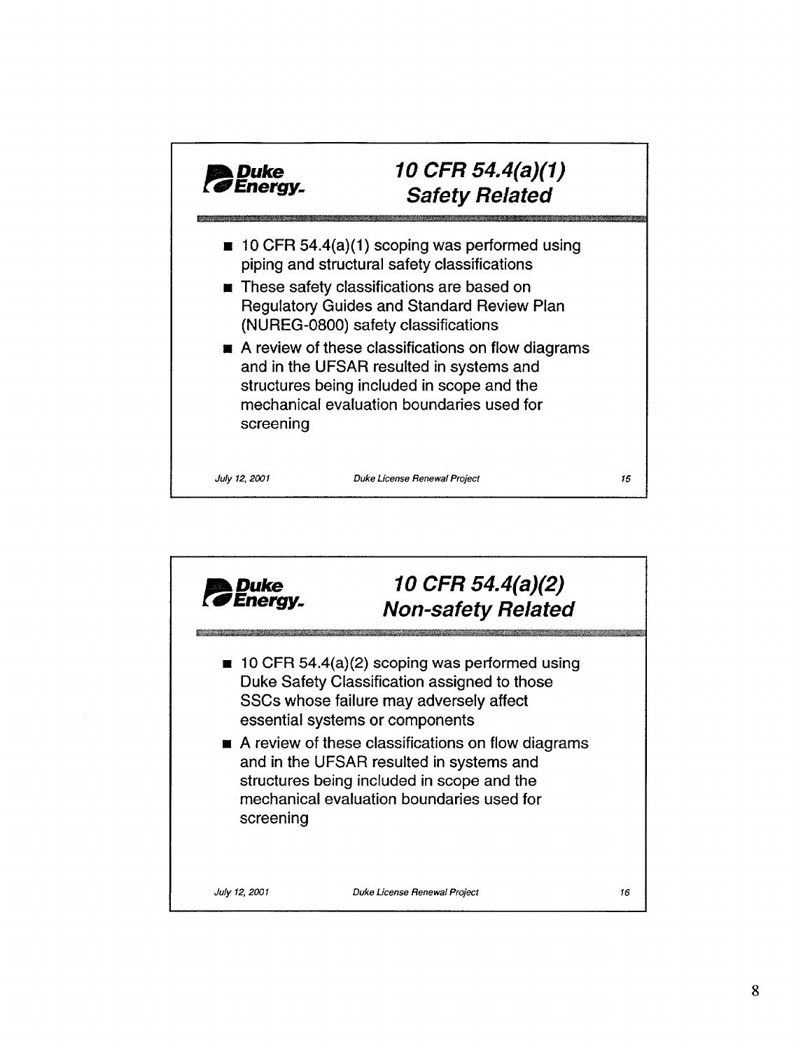## 10 CFR 54.4(a)(1) Safety Related

- 10 CFR 54.4(a)(1) scoping was performed using piping and structural safety classifications
- These safety classifications are based on Regulatory Guides and Standard Review Plan (NUREG-0800) safety classifications
- A review of these classifications on flow diagrams and in the UFSAR resulted in systems and structures being included in scope and the mechanical evaluation boundaries used for screening

July 12, 2001 — Duke License Renewal Project — 15

## 10 CFR 54.4(a)(2) Non-safety Related

- 10 CFR 54.4(a)(2) scoping was performed using Duke Safety Classification assigned to those SSCs whose failure may adversely affect essential systems or components
- A review of these classifications on flow diagrams and in the UFSAR resulted in systems and structures being included in scope and the mechanical evaluation boundaries used for screening

July 12, 2001 — Duke License Renewal Project — 16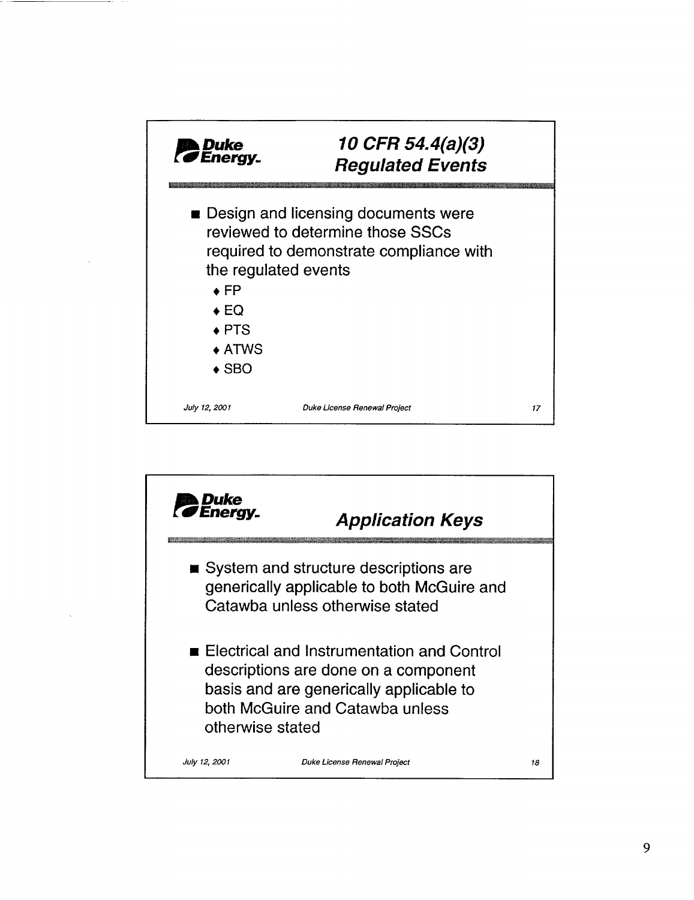## 10 CFR 54.4(a)(3) Regulated Events

- Design and licensing documents were reviewed to determine those SSCs required to demonstrate compliance with the regulated events
  - FP
  - EQ
  - PTS
  - ATWS
  - SBO

## Application Keys

- System and structure descriptions are generically applicable to both McGuire and Catawba unless otherwise stated
- Electrical and Instrumentation and Control descriptions are done on a component basis and are generically applicable to both McGuire and Catawba unless otherwise stated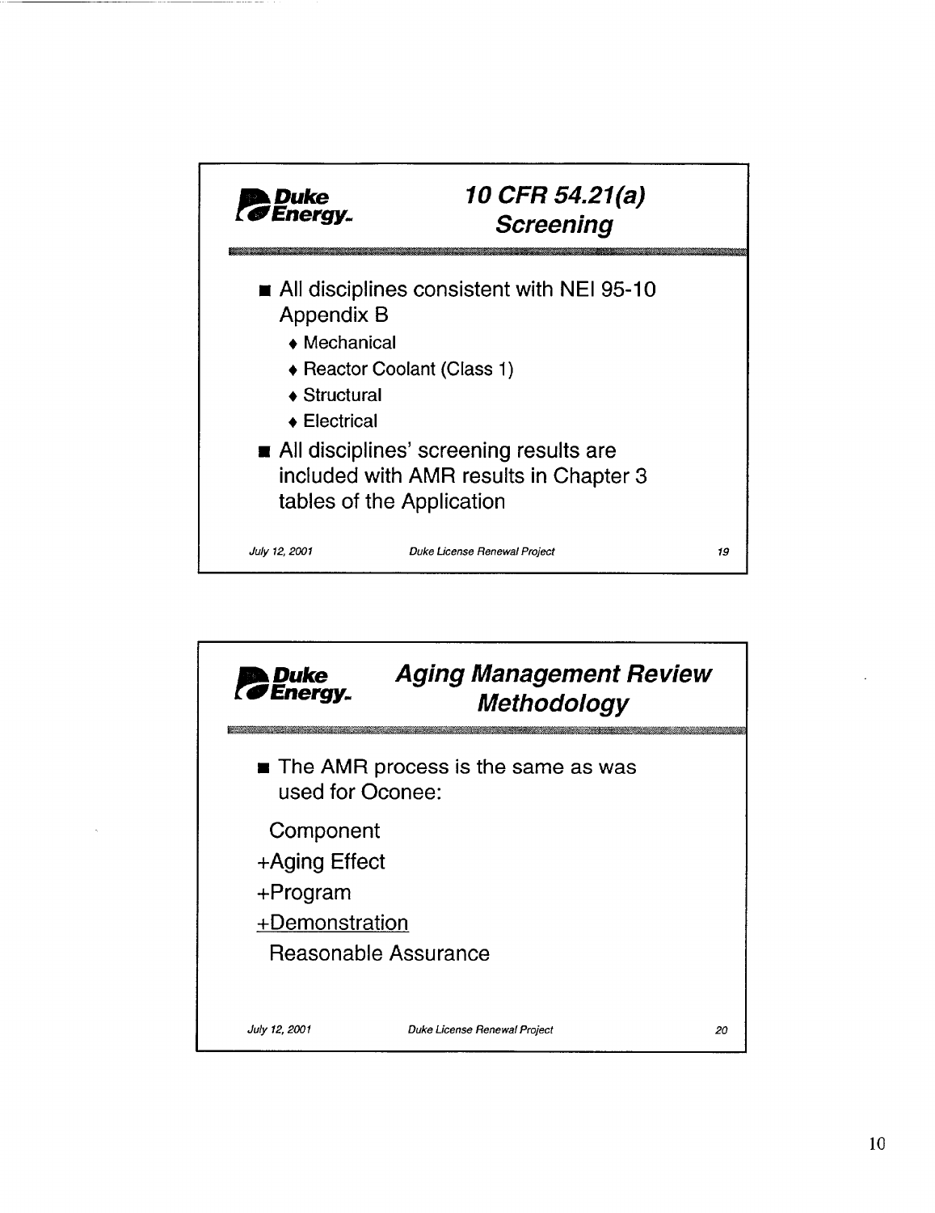## 10 CFR 54.21(a) Screening

- All disciplines consistent with NEI 95-10 Appendix B
  - Mechanical
  - Reactor Coolant (Class 1)
  - Structural
  - Electrical
- All disciplines' screening results are included with AMR results in Chapter 3 tables of the Application

July 12, 2001 — Duke License Renewal Project — 19

## Aging Management Review Methodology

- The AMR process is the same as was used for Oconee:

Component
+Aging Effect
+Program
+Demonstration
Reasonable Assurance

July 12, 2001 — Duke License Renewal Project — 20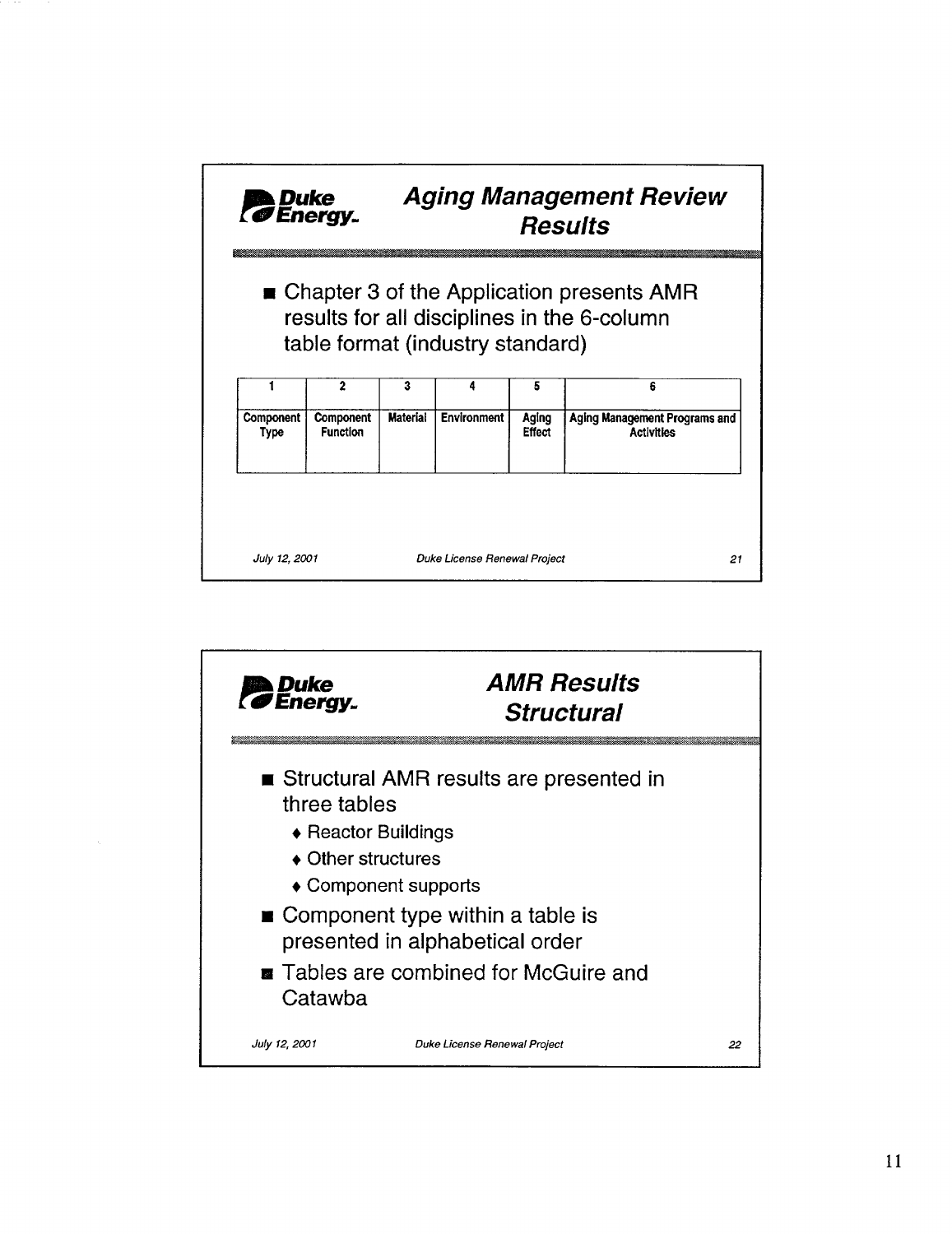## Aging Management Review Results

- Chapter 3 of the Application presents AMR results for all disciplines in the 6-column table format (industry standard)

| 1 | 2 | 3 | 4 | 5 | 6 |
|---|---|---|---|---|---|
| Component Type | Component Function | Material | Environment | Aging Effect | Aging Management Programs and Activities |

## AMR Results Structural

- Structural AMR results are presented in three tables
  - Reactor Buildings
  - Other structures
  - Component supports
- Component type within a table is presented in alphabetical order
- Tables are combined for McGuire and Catawba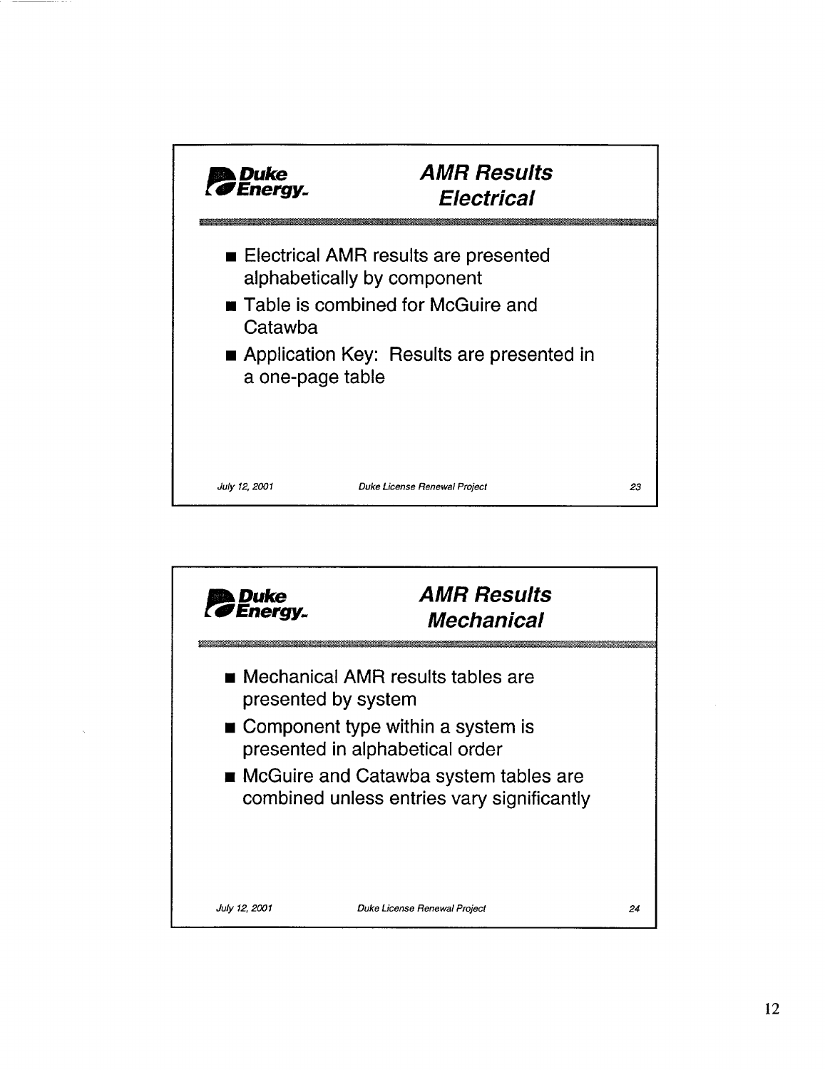## AMR Results
### Electrical

- Electrical AMR results are presented alphabetically by component
- Table is combined for McGuire and Catawba
- Application Key: Results are presented in a one-page table

July 12, 2001 — Duke License Renewal Project — 23

## AMR Results
### Mechanical

- Mechanical AMR results tables are presented by system
- Component type within a system is presented in alphabetical order
- McGuire and Catawba system tables are combined unless entries vary significantly

July 12, 2001 — Duke License Renewal Project — 24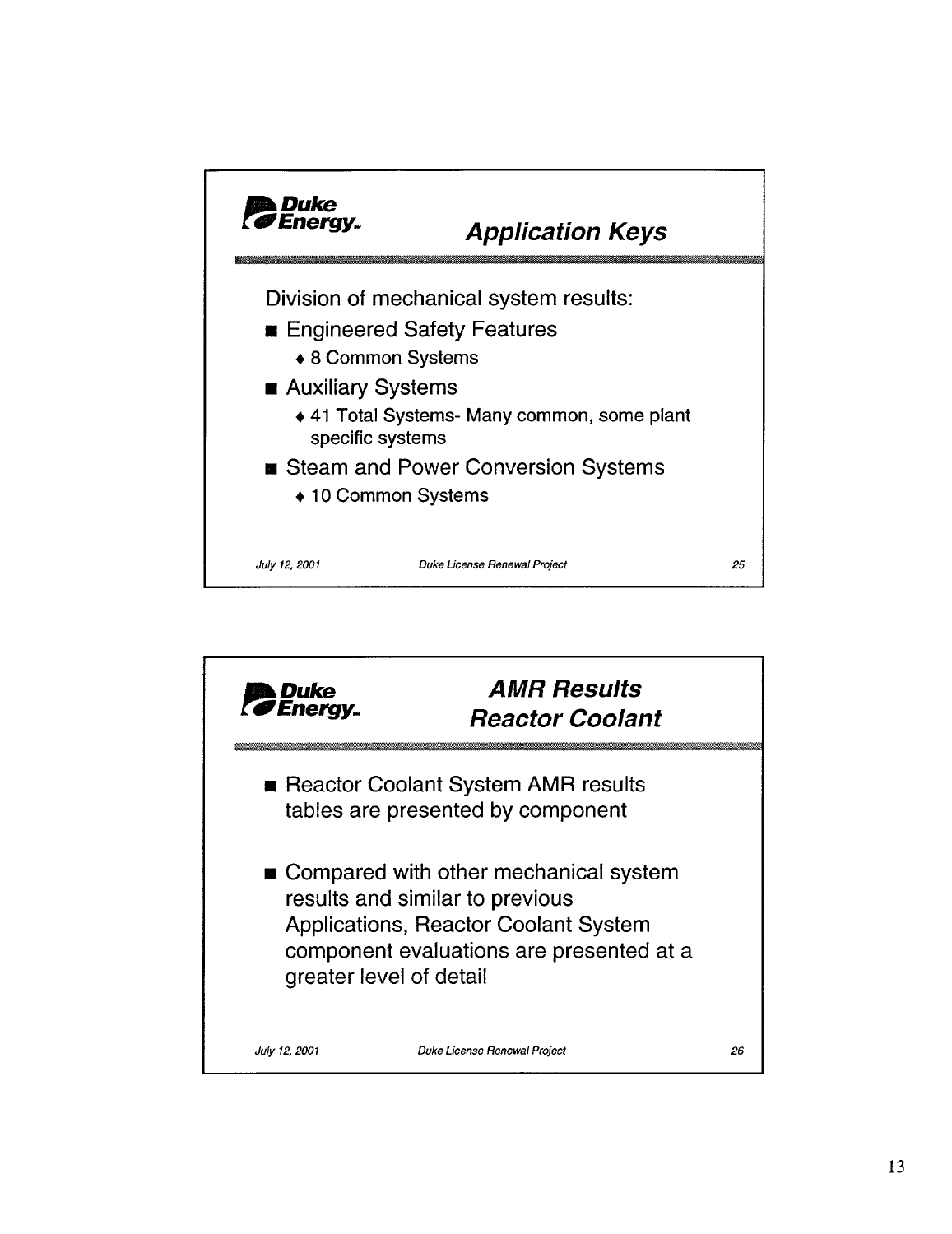## Application Keys

Division of mechanical system results:

- Engineered Safety Features
  - 8 Common Systems
- Auxiliary Systems
  - 41 Total Systems- Many common, some plant specific systems
- Steam and Power Conversion Systems
  - 10 Common Systems

## AMR Results Reactor Coolant

- Reactor Coolant System AMR results tables are presented by component
- Compared with other mechanical system results and similar to previous Applications, Reactor Coolant System component evaluations are presented at a greater level of detail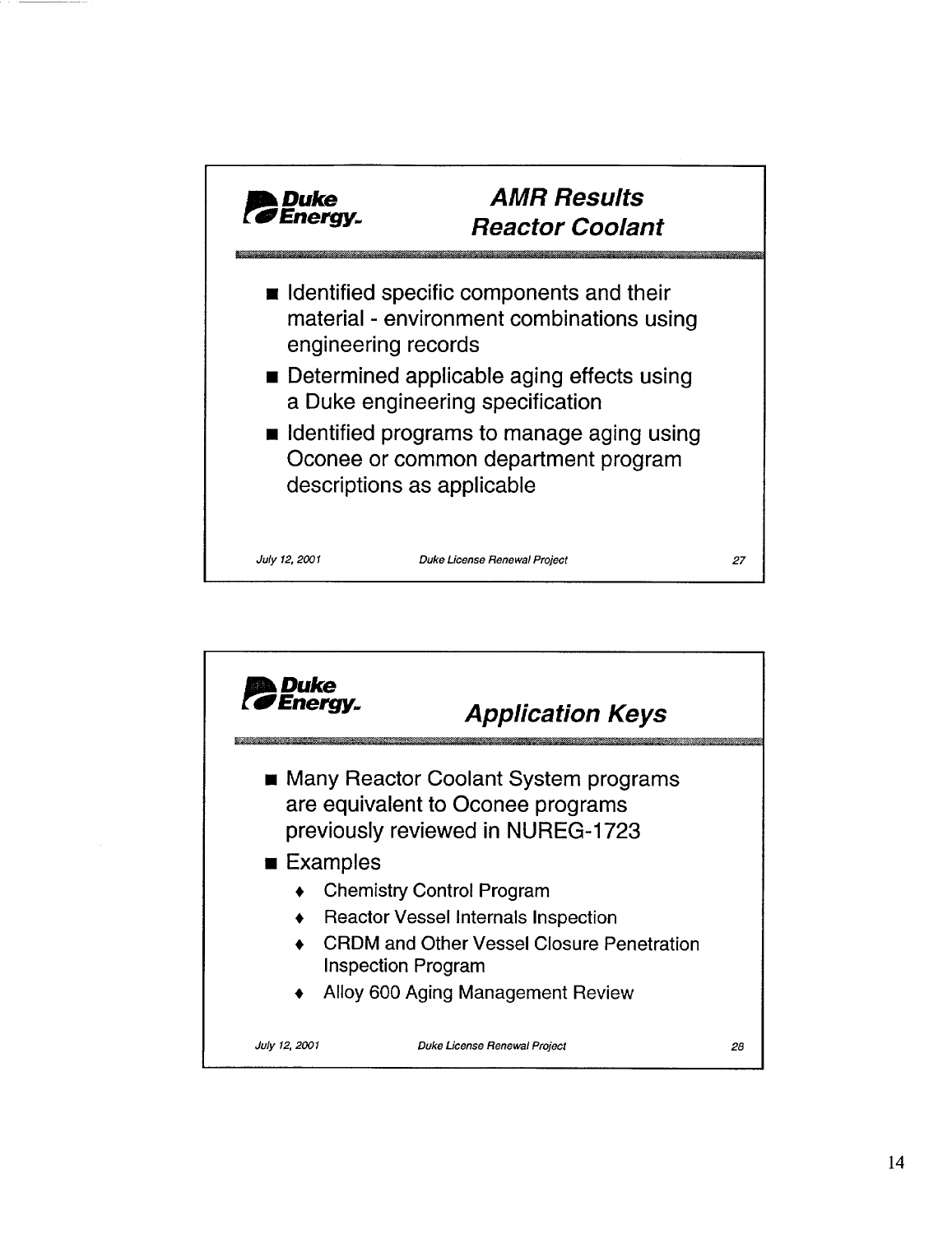## AMR Results Reactor Coolant

- Identified specific components and their material - environment combinations using engineering records
- Determined applicable aging effects using a Duke engineering specification
- Identified programs to manage aging using Oconee or common department program descriptions as applicable

*July 12, 2001* *Duke License Renewal Project* 27

## Application Keys

- Many Reactor Coolant System programs are equivalent to Oconee programs previously reviewed in NUREG-1723
- Examples
  - Chemistry Control Program
  - Reactor Vessel Internals Inspection
  - CRDM and Other Vessel Closure Penetration Inspection Program
  - Alloy 600 Aging Management Review

*July 12, 2001* *Duke License Renewal Project* 28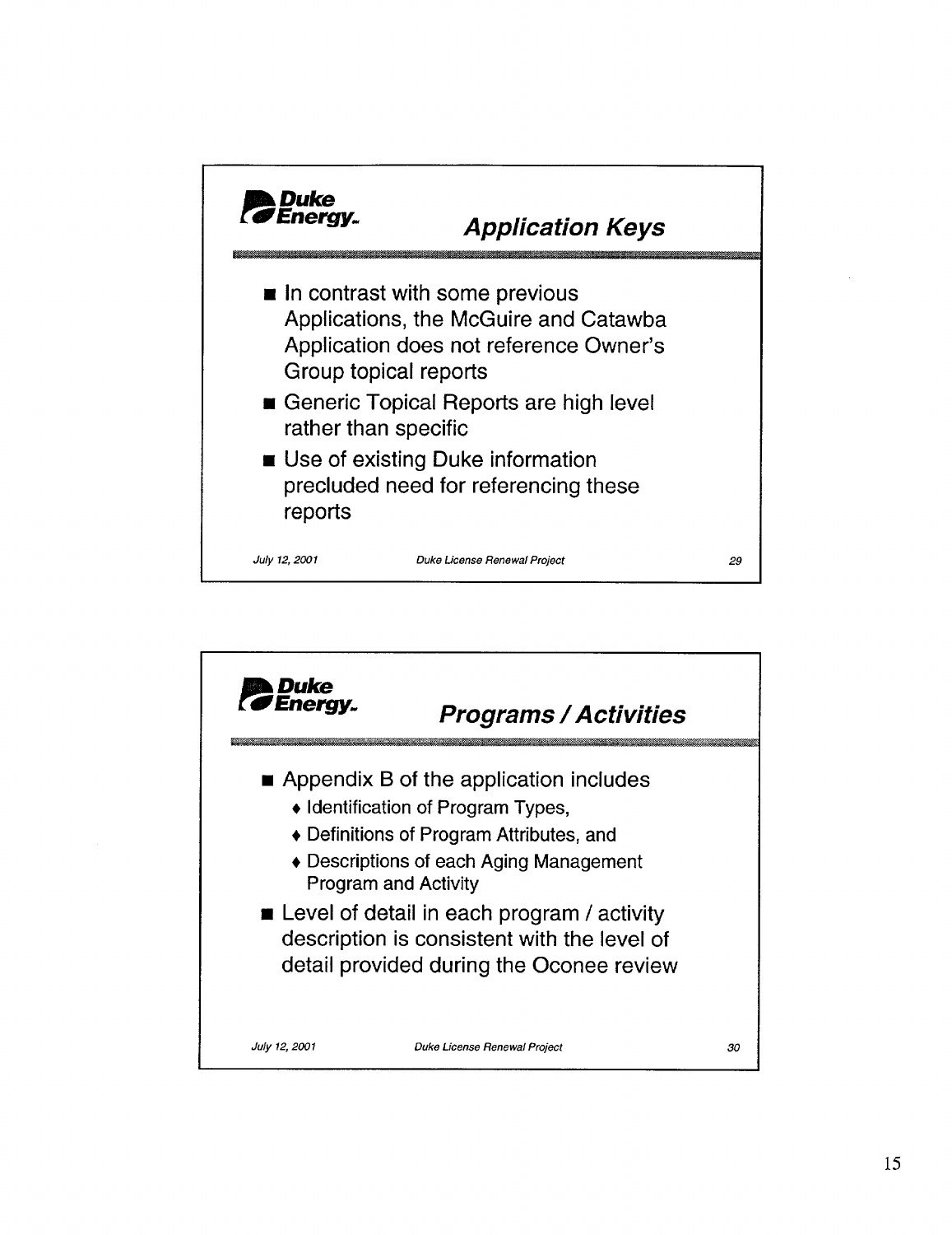## Application Keys

- In contrast with some previous Applications, the McGuire and Catawba Application does not reference Owner's Group topical reports
- Generic Topical Reports are high level rather than specific
- Use of existing Duke information precluded need for referencing these reports

## Programs / Activities

- Appendix B of the application includes
  - Identification of Program Types,
  - Definitions of Program Attributes, and
  - Descriptions of each Aging Management Program and Activity
- Level of detail in each program / activity description is consistent with the level of detail provided during the Oconee review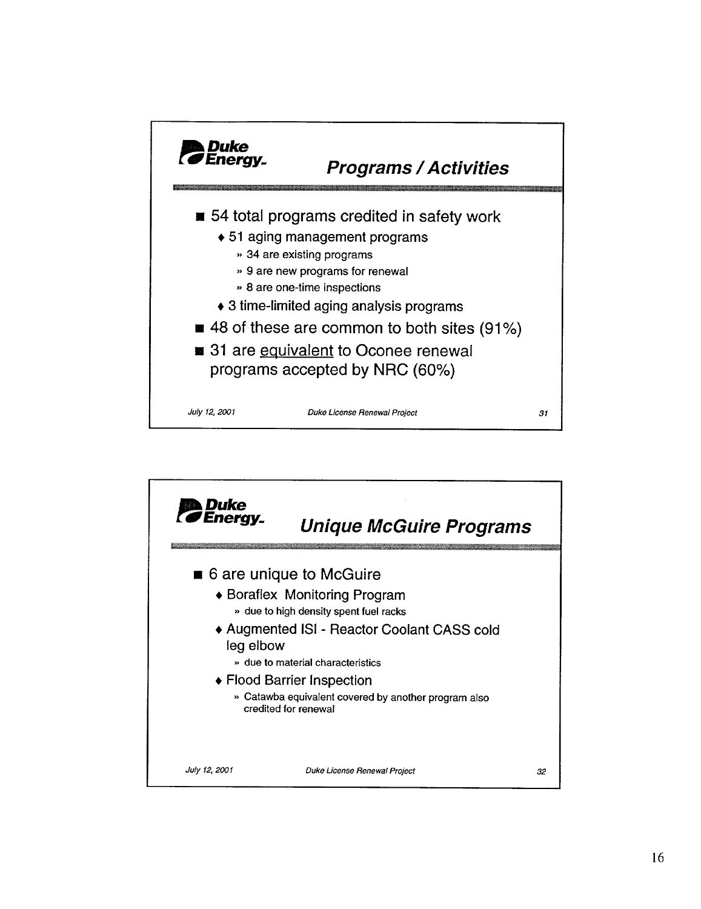## Programs / Activities

- 54 total programs credited in safety work
  - 51 aging management programs
    - 34 are existing programs
    - 9 are new programs for renewal
    - 8 are one-time inspections
  - 3 time-limited aging analysis programs
- 48 of these are common to both sites (91%)
- 31 are equivalent to Oconee renewal programs accepted by NRC (60%)

July 12, 2001 — Duke License Renewal Project — 31

## Unique McGuire Programs

- 6 are unique to McGuire
  - Boraflex Monitoring Program
    - due to high density spent fuel racks
  - Augmented ISI - Reactor Coolant CASS cold leg elbow
    - due to material characteristics
  - Flood Barrier Inspection
    - Catawba equivalent covered by another program also credited for renewal

July 12, 2001 — Duke License Renewal Project — 32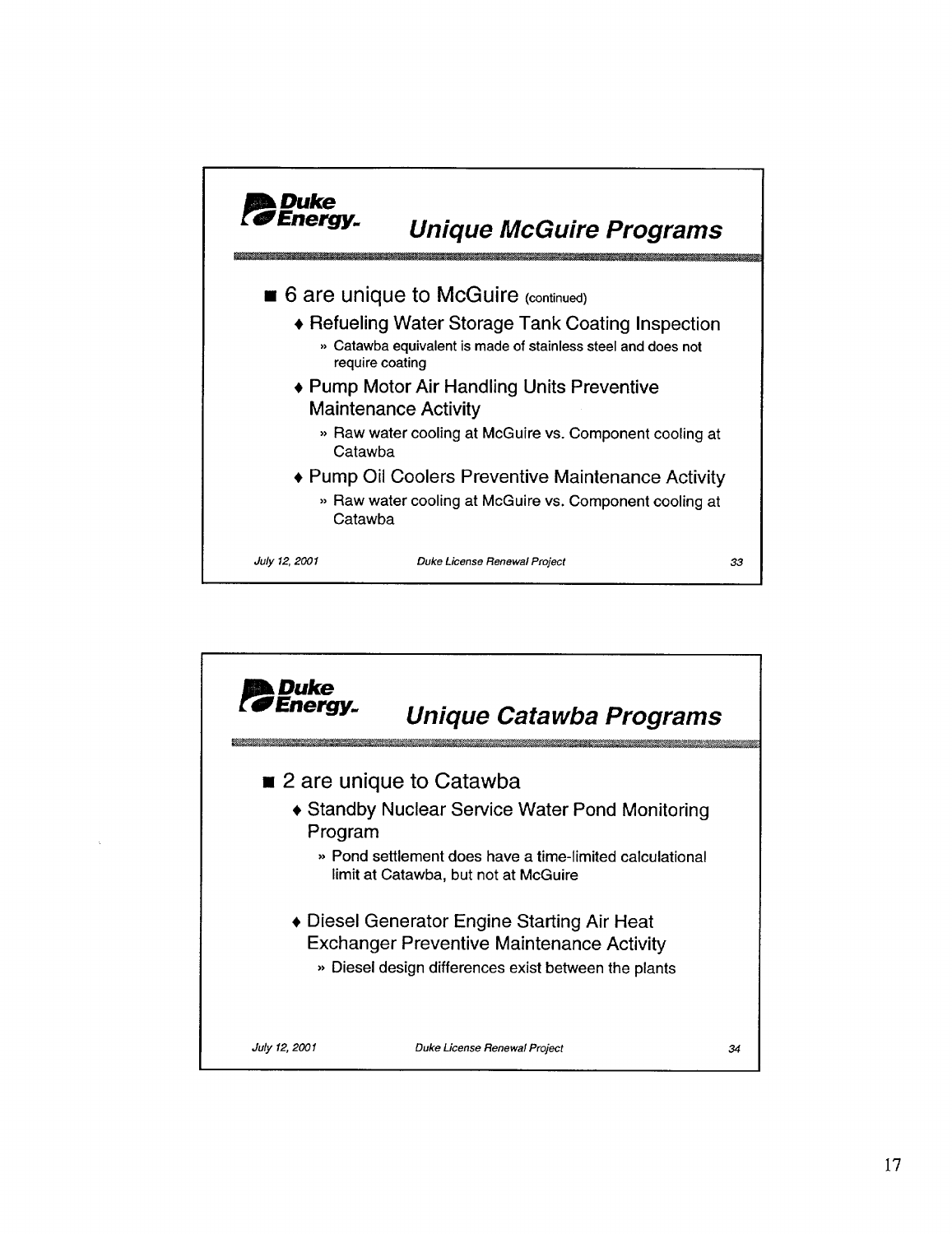## Unique McGuire Programs

- 6 are unique to McGuire (continued)
  - Refueling Water Storage Tank Coating Inspection
    - Catawba equivalent is made of stainless steel and does not require coating
  - Pump Motor Air Handling Units Preventive Maintenance Activity
    - Raw water cooling at McGuire vs. Component cooling at Catawba
  - Pump Oil Coolers Preventive Maintenance Activity
    - Raw water cooling at McGuire vs. Component cooling at Catawba

July 12, 2001 — Duke License Renewal Project — 33

## Unique Catawba Programs

- 2 are unique to Catawba
  - Standby Nuclear Service Water Pond Monitoring Program
    - Pond settlement does have a time-limited calculational limit at Catawba, but not at McGuire
  - Diesel Generator Engine Starting Air Heat Exchanger Preventive Maintenance Activity
    - Diesel design differences exist between the plants

July 12, 2001 — Duke License Renewal Project — 34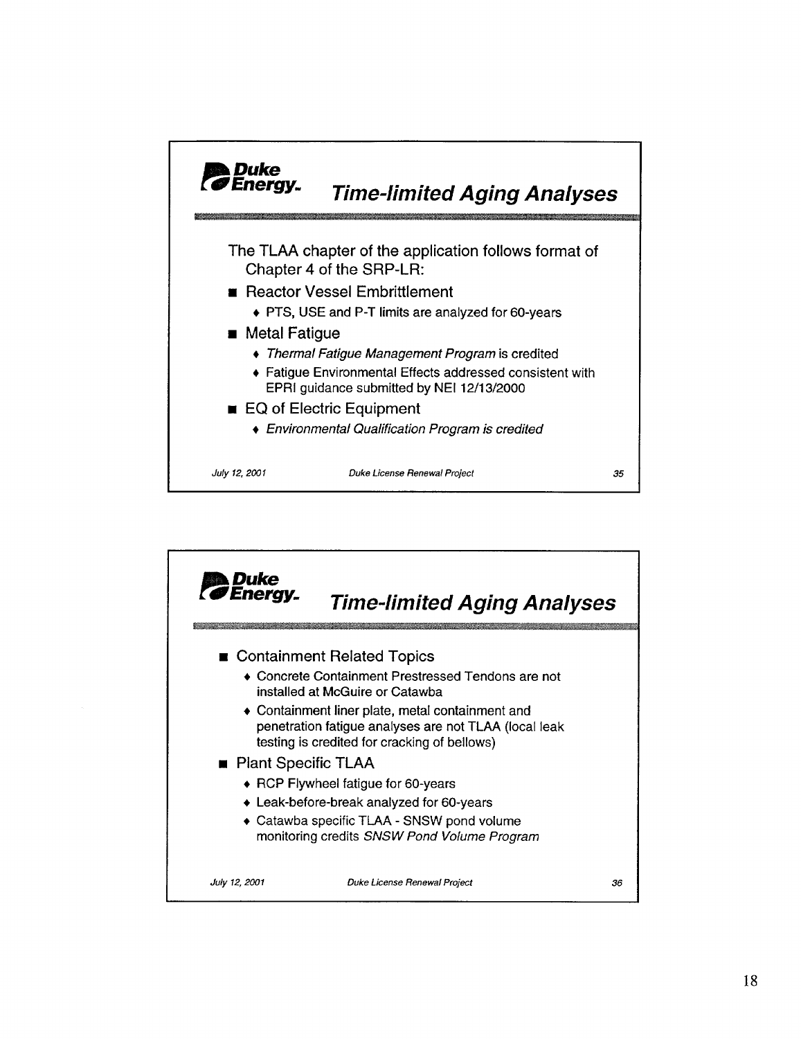## Time-limited Aging Analyses

The TLAA chapter of the application follows format of Chapter 4 of the SRP-LR:

- Reactor Vessel Embrittlement
  - PTS, USE and P-T limits are analyzed for 60-years
- Metal Fatigue
  - *Thermal Fatigue Management Program* is credited
  - Fatigue Environmental Effects addressed consistent with EPRI guidance submitted by NEI 12/13/2000
- EQ of Electric Equipment
  - *Environmental Qualification Program is credited*

*July 12, 2001* *Duke License Renewal Project* *35*

## Time-limited Aging Analyses

- Containment Related Topics
  - Concrete Containment Prestressed Tendons are not installed at McGuire or Catawba
  - Containment liner plate, metal containment and penetration fatigue analyses are not TLAA (local leak testing is credited for cracking of bellows)
- Plant Specific TLAA
  - RCP Flywheel fatigue for 60-years
  - Leak-before-break analyzed for 60-years
  - Catawba specific TLAA - SNSW pond volume monitoring credits *SNSW Pond Volume Program*

*July 12, 2001* *Duke License Renewal Project* *36*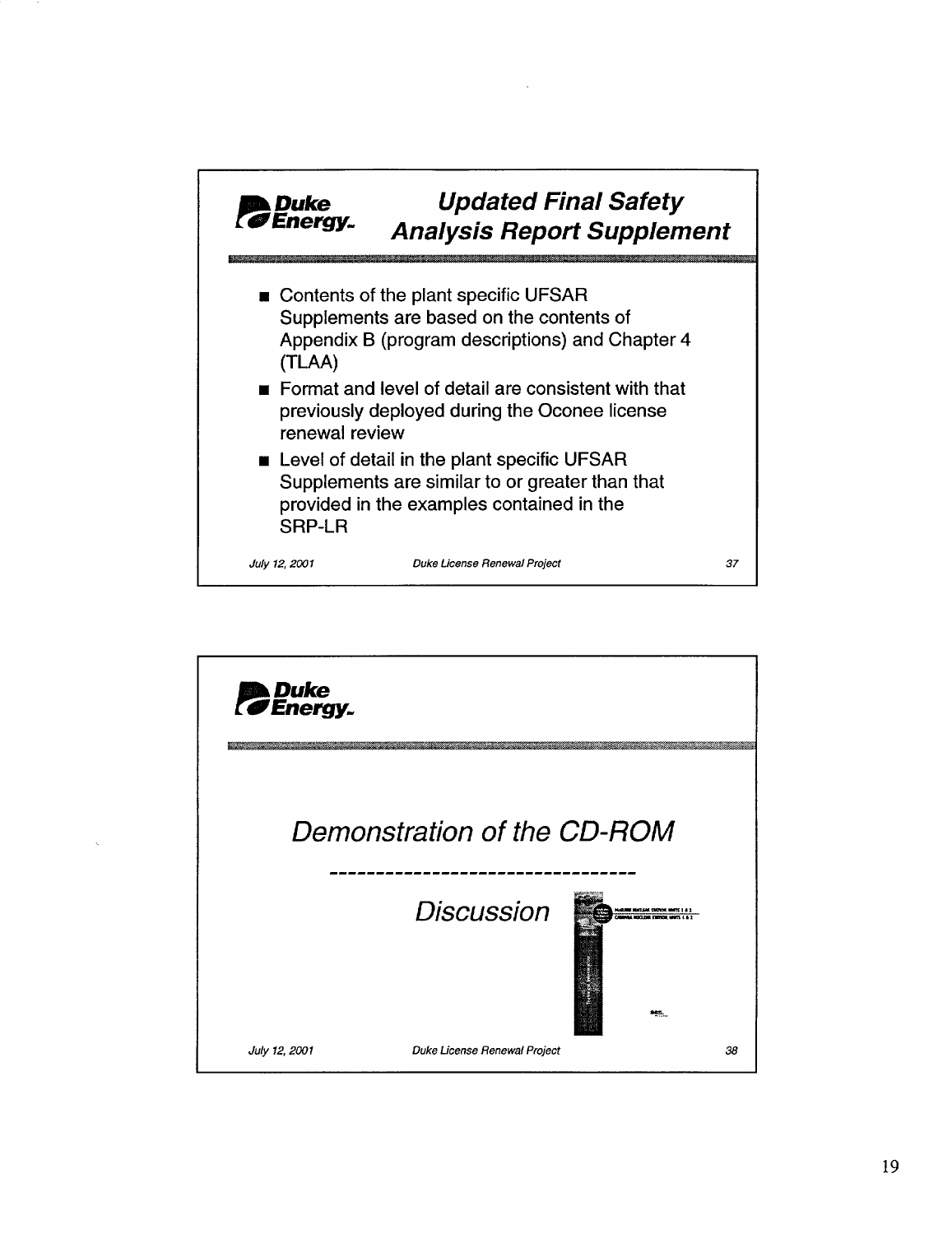## Updated Final Safety Analysis Report Supplement

- Contents of the plant specific UFSAR Supplements are based on the contents of Appendix B (program descriptions) and Chapter 4 (TLAA)
- Format and level of detail are consistent with that previously deployed during the Oconee license renewal review
- Level of detail in the plant specific UFSAR Supplements are similar to or greater than that provided in the examples contained in the SRP-LR

July 12, 2001 Duke License Renewal Project 37

## *Demonstration of the CD-ROM*

--------------------------------

## *Discussion*

July 12, 2001 Duke License Renewal Project 38